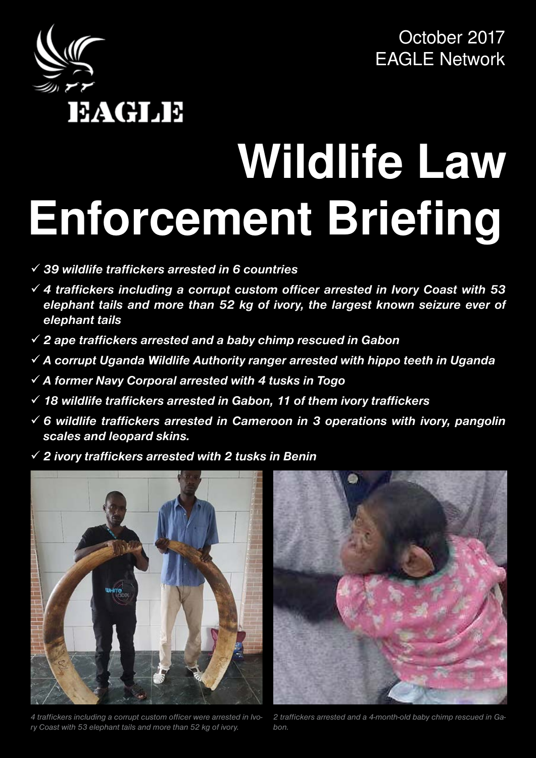EAGLE

October 2017
EAGLE Network

# Wildlife Law Enforcement Briefing

- ✓ *39 wildlife traffickers arrested in 6 countries*
- ✓ *4 traffickers including a corrupt custom officer arrested in Ivory Coast with 53 elephant tails and more than 52 kg of ivory, the largest known seizure ever of elephant tails*
- ✓ *2 ape traffickers arrested and a baby chimp rescued in Gabon*
- ✓ *A corrupt Uganda Wildlife Authority ranger arrested with hippo teeth in Uganda*
- ✓ *A former Navy Corporal arrested with 4 tusks in Togo*
- ✓ *18 wildlife traffickers arrested in Gabon, 11 of them ivory traffickers*
- ✓ *6 wildlife traffickers arrested in Cameroon in 3 operations with ivory, pangolin scales and leopard skins.*
- ✓ *2 ivory traffickers arrested with 2 tusks in Benin*

*4 traffickers including a corrupt custom officer were arrested in Ivory Coast with 53 elephant tails and more than 52 kg of ivory.*

*2 traffickers arrested and a 4-month-old baby chimp rescued in Gabon.*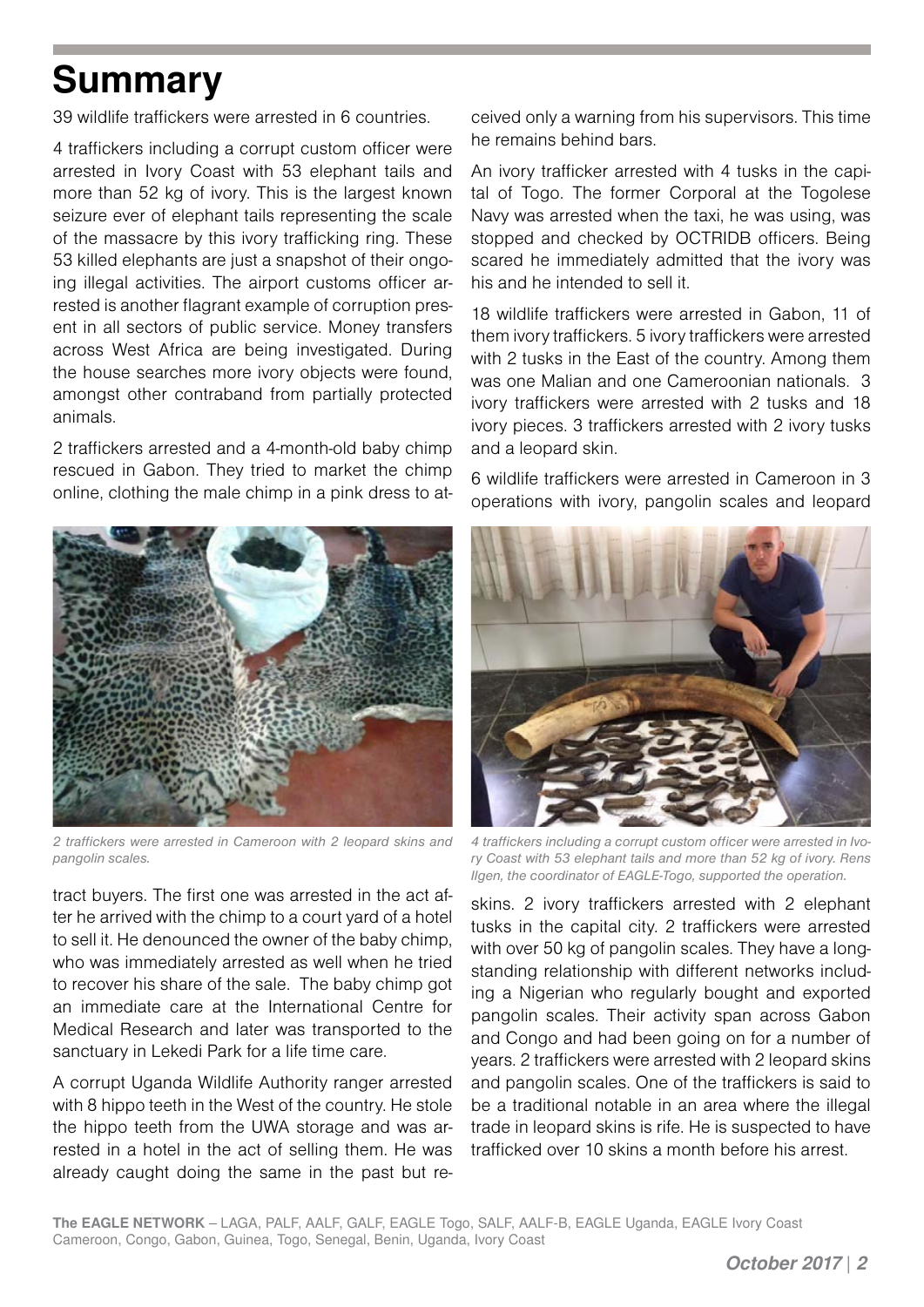# Summary

39 wildlife traffickers were arrested in 6 countries.

4 traffickers including a corrupt custom officer were arrested in Ivory Coast with 53 elephant tails and more than 52 kg of ivory. This is the largest known seizure ever of elephant tails representing the scale of the massacre by this ivory trafficking ring. These 53 killed elephants are just a snapshot of their ongoing illegal activities. The airport customs officer arrested is another flagrant example of corruption present in all sectors of public service. Money transfers across West Africa are being investigated. During the house searches more ivory objects were found, amongst other contraband from partially protected animals.

2 traffickers arrested and a 4-month-old baby chimp rescued in Gabon. They tried to market the chimp online, clothing the male chimp in a pink dress to attract buyers. The first one was arrested in the act after he arrived with the chimp to a court yard of a hotel to sell it. He denounced the owner of the baby chimp, who was immediately arrested as well when he tried to recover his share of the sale. The baby chimp got an immediate care at the International Centre for Medical Research and later was transported to the sanctuary in Lekedi Park for a life time care.

*2 traffickers were arrested in Cameroon with 2 leopard skins and pangolin scales.*

A corrupt Uganda Wildlife Authority ranger arrested with 8 hippo teeth in the West of the country. He stole the hippo teeth from the UWA storage and was arrested in a hotel in the act of selling them. He was already caught doing the same in the past but received only a warning from his supervisors. This time he remains behind bars.

An ivory trafficker arrested with 4 tusks in the capital of Togo. The former Corporal at the Togolese Navy was arrested when the taxi, he was using, was stopped and checked by OCTRIDB officers. Being scared he immediately admitted that the ivory was his and he intended to sell it.

18 wildlife traffickers were arrested in Gabon, 11 of them ivory traffickers. 5 ivory traffickers were arrested with 2 tusks in the East of the country. Among them was one Malian and one Cameroonian nationals. 3 ivory traffickers were arrested with 2 tusks and 18 ivory pieces. 3 traffickers arrested with 2 ivory tusks and a leopard skin.

6 wildlife traffickers were arrested in Cameroon in 3 operations with ivory, pangolin scales and leopard skins. 2 ivory traffickers arrested with 2 elephant tusks in the capital city. 2 traffickers were arrested with over 50 kg of pangolin scales. They have a longstanding relationship with different networks including a Nigerian who regularly bought and exported pangolin scales. Their activity span across Gabon and Congo and had been going on for a number of years. 2 traffickers were arrested with 2 leopard skins and pangolin scales. One of the traffickers is said to be a traditional notable in an area where the illegal trade in leopard skins is rife. He is suspected to have trafficked over 10 skins a month before his arrest.

*4 traffickers including a corrupt custom officer were arrested in Ivory Coast with 53 elephant tails and more than 52 kg of ivory. Rens Ilgen, the coordinator of EAGLE-Togo, supported the operation.*

**The EAGLE NETWORK** – LAGA, PALF, AALF, GALF, EAGLE Togo, SALF, AALF-B, EAGLE Uganda, EAGLE Ivory Coast
Cameroon, Congo, Gabon, Guinea, Togo, Senegal, Benin, Uganda, Ivory Coast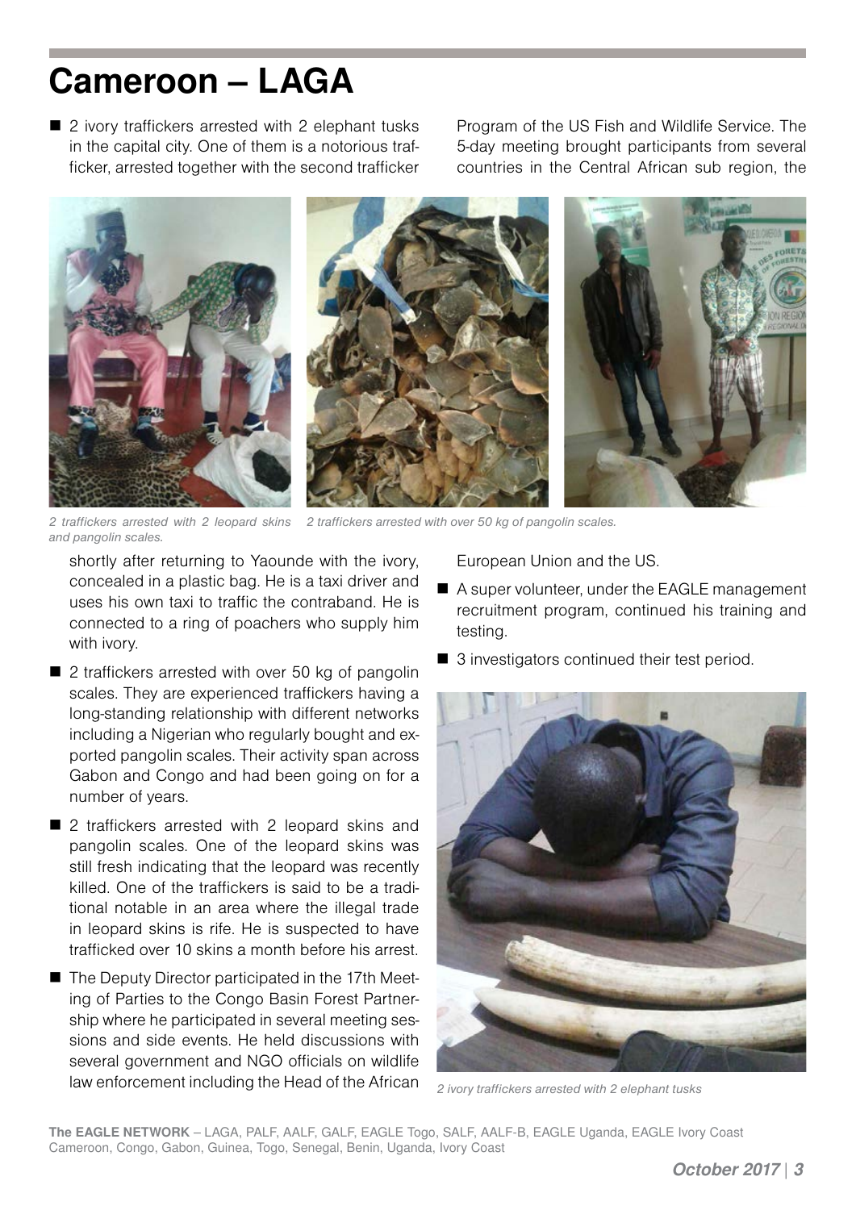# Cameroon – LAGA

- 2 ivory traffickers arrested with 2 elephant tusks in the capital city. One of them is a notorious trafficker, arrested together with the second trafficker shortly after returning to Yaounde with the ivory, concealed in a plastic bag. He is a taxi driver and uses his own taxi to traffic the contraband. He is connected to a ring of poachers who supply him with ivory.
- 2 traffickers arrested with over 50 kg of pangolin scales. They are experienced traffickers having a long-standing relationship with different networks including a Nigerian who regularly bought and exported pangolin scales. Their activity span across Gabon and Congo and had been going on for a number of years.
- 2 traffickers arrested with 2 leopard skins and pangolin scales. One of the leopard skins was still fresh indicating that the leopard was recently killed. One of the traffickers is said to be a traditional notable in an area where the illegal trade in leopard skins is rife. He is suspected to have trafficked over 10 skins a month before his arrest.
- The Deputy Director participated in the 17th Meeting of Parties to the Congo Basin Forest Partnership where he participated in several meeting sessions and side events. He held discussions with several government and NGO officials on wildlife law enforcement including the Head of the African Program of the US Fish and Wildlife Service. The 5-day meeting brought participants from several countries in the Central African sub region, the European Union and the US.
- A super volunteer, under the EAGLE management recruitment program, continued his training and testing.
- 3 investigators continued their test period.

*2 traffickers arrested with 2 leopard skins and pangolin scales.*

*2 traffickers arrested with over 50 kg of pangolin scales.*

*2 ivory traffickers arrested with 2 elephant tusks*

**The EAGLE NETWORK** – LAGA, PALF, AALF, GALF, EAGLE Togo, SALF, AALF-B, EAGLE Uganda, EAGLE Ivory Coast
Cameroon, Congo, Gabon, Guinea, Togo, Senegal, Benin, Uganda, Ivory Coast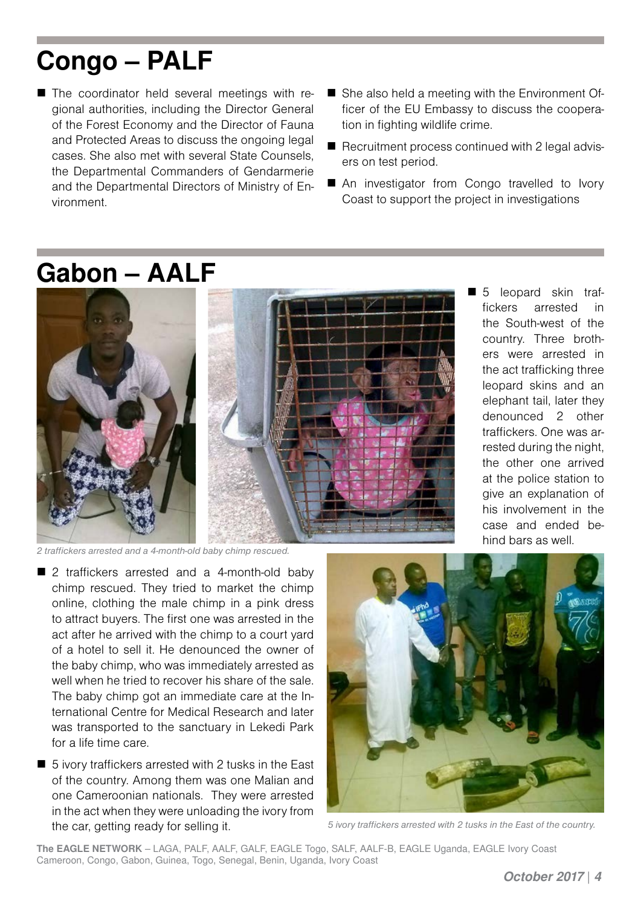# Congo – PALF

- The coordinator held several meetings with regional authorities, including the Director General of the Forest Economy and the Director of Fauna and Protected Areas to discuss the ongoing legal cases. She also met with several State Counsels, the Departmental Commanders of Gendarmerie and the Departmental Directors of Ministry of Environment.
- She also held a meeting with the Environment Officer of the EU Embassy to discuss the cooperation in fighting wildlife crime.
- Recruitment process continued with 2 legal advisers on test period.
- An investigator from Congo travelled to Ivory Coast to support the project in investigations

# Gabon – AALF

*2 traffickers arrested and a 4-month-old baby chimp rescued.*

- 5 leopard skin traffickers arrested in the South-west of the country. Three brothers were arrested in the act trafficking three leopard skins and an elephant tail, later they denounced 2 other traffickers. One was arrested during the night, the other one arrived at the police station to give an explanation of his involvement in the case and ended behind bars as well.
- 2 traffickers arrested and a 4-month-old baby chimp rescued. They tried to market the chimp online, clothing the male chimp in a pink dress to attract buyers. The first one was arrested in the act after he arrived with the chimp to a court yard of a hotel to sell it. He denounced the owner of the baby chimp, who was immediately arrested as well when he tried to recover his share of the sale. The baby chimp got an immediate care at the International Centre for Medical Research and later was transported to the sanctuary in Lekedi Park for a life time care.
- 5 ivory traffickers arrested with 2 tusks in the East of the country. Among them was one Malian and one Cameroonian nationals. They were arrested in the act when they were unloading the ivory from the car, getting ready for selling it.

*5 ivory traffickers arrested with 2 tusks in the East of the country.*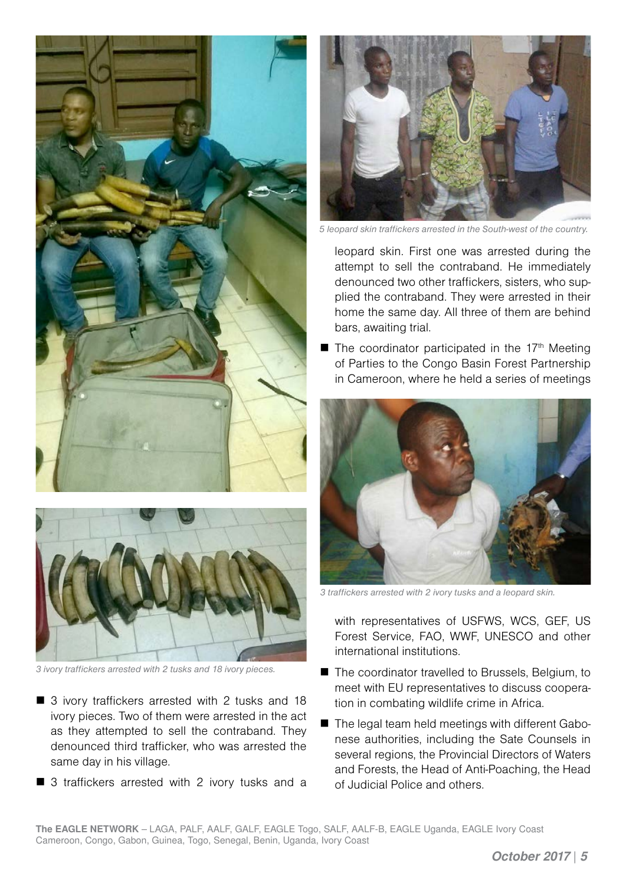*3 ivory traffickers arrested with 2 tusks and 18 ivory pieces.*

- 3 ivory traffickers arrested with 2 tusks and 18 ivory pieces. Two of them were arrested in the act as they attempted to sell the contraband. They denounced third trafficker, who was arrested the same day in his village.
- 3 traffickers arrested with 2 ivory tusks and a leopard skin. First one was arrested during the attempt to sell the contraband. He immediately denounced two other traffickers, sisters, who supplied the contraband. They were arrested in their home the same day. All three of them are behind bars, awaiting trial.

*5 leopard skin traffickers arrested in the South-west of the country.*

- The coordinator participated in the 17th Meeting of Parties to the Congo Basin Forest Partnership in Cameroon, where he held a series of meetings with representatives of USFWS, WCS, GEF, US Forest Service, FAO, WWF, UNESCO and other international institutions.

*3 traffickers arrested with 2 ivory tusks and a leopard skin.*

- The coordinator travelled to Brussels, Belgium, to meet with EU representatives to discuss cooperation in combating wildlife crime in Africa.
- The legal team held meetings with different Gabonese authorities, including the Sate Counsels in several regions, the Provincial Directors of Waters and Forests, the Head of Anti-Poaching, the Head of Judicial Police and others.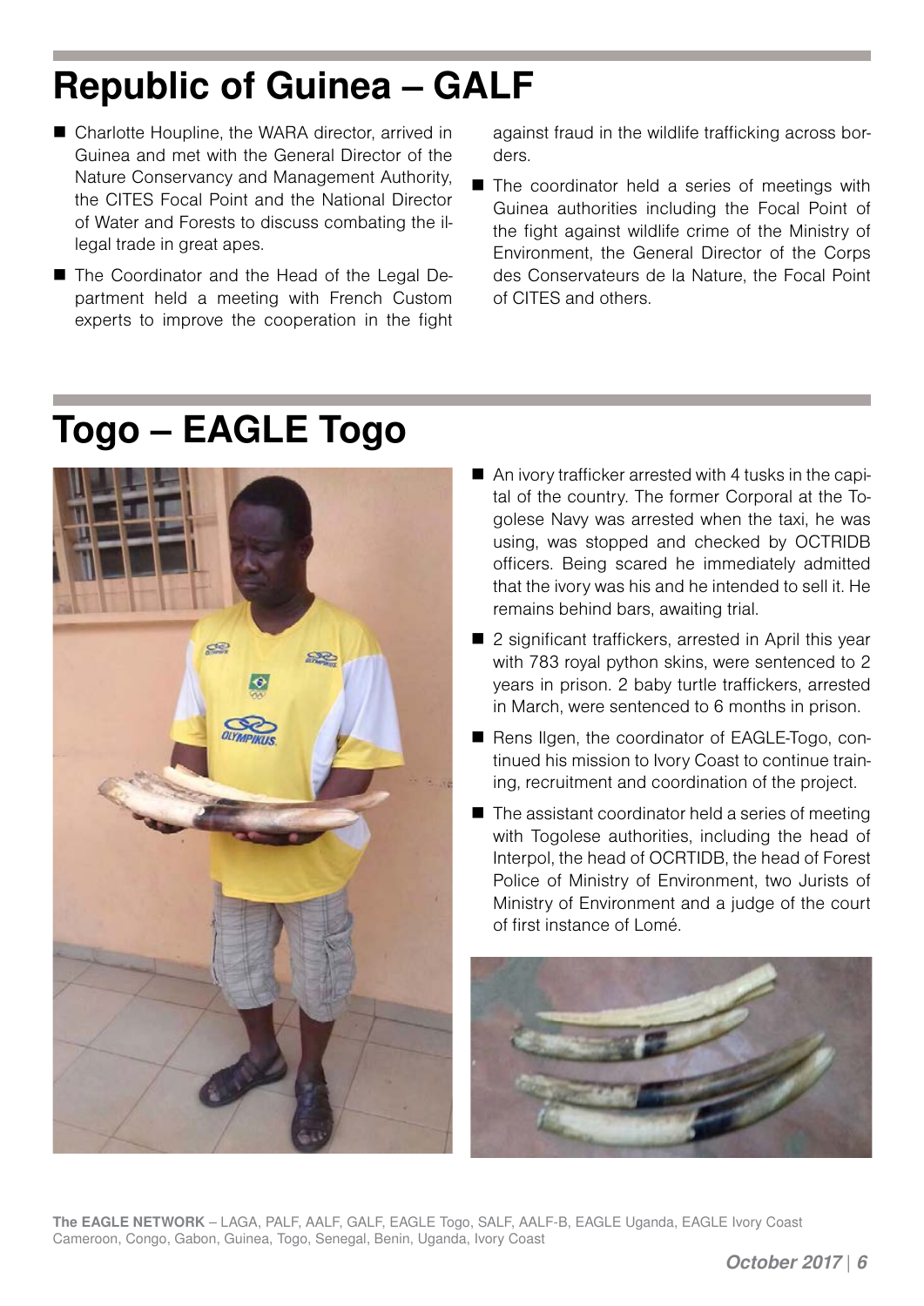# Republic of Guinea – GALF

- Charlotte Houpline, the WARA director, arrived in Guinea and met with the General Director of the Nature Conservancy and Management Authority, the CITES Focal Point and the National Director of Water and Forests to discuss combating the illegal trade in great apes.
- The Coordinator and the Head of the Legal Department held a meeting with French Custom experts to improve the cooperation in the fight against fraud in the wildlife trafficking across borders.
- The coordinator held a series of meetings with Guinea authorities including the Focal Point of the fight against wildlife crime of the Ministry of Environment, the General Director of the Corps des Conservateurs de la Nature, the Focal Point of CITES and others.

# Togo – EAGLE Togo

- An ivory trafficker arrested with 4 tusks in the capital of the country. The former Corporal at the Togolese Navy was arrested when the taxi, he was using, was stopped and checked by OCTRIDB officers. Being scared he immediately admitted that the ivory was his and he intended to sell it. He remains behind bars, awaiting trial.
- 2 significant traffickers, arrested in April this year with 783 royal python skins, were sentenced to 2 years in prison. 2 baby turtle traffickers, arrested in March, were sentenced to 6 months in prison.
- Rens Ilgen, the coordinator of EAGLE-Togo, continued his mission to Ivory Coast to continue training, recruitment and coordination of the project.
- The assistant coordinator held a series of meeting with Togolese authorities, including the head of Interpol, the head of OCRTIDB, the head of Forest Police of Ministry of Environment, two Jurists of Ministry of Environment and a judge of the court of first instance of Lomé.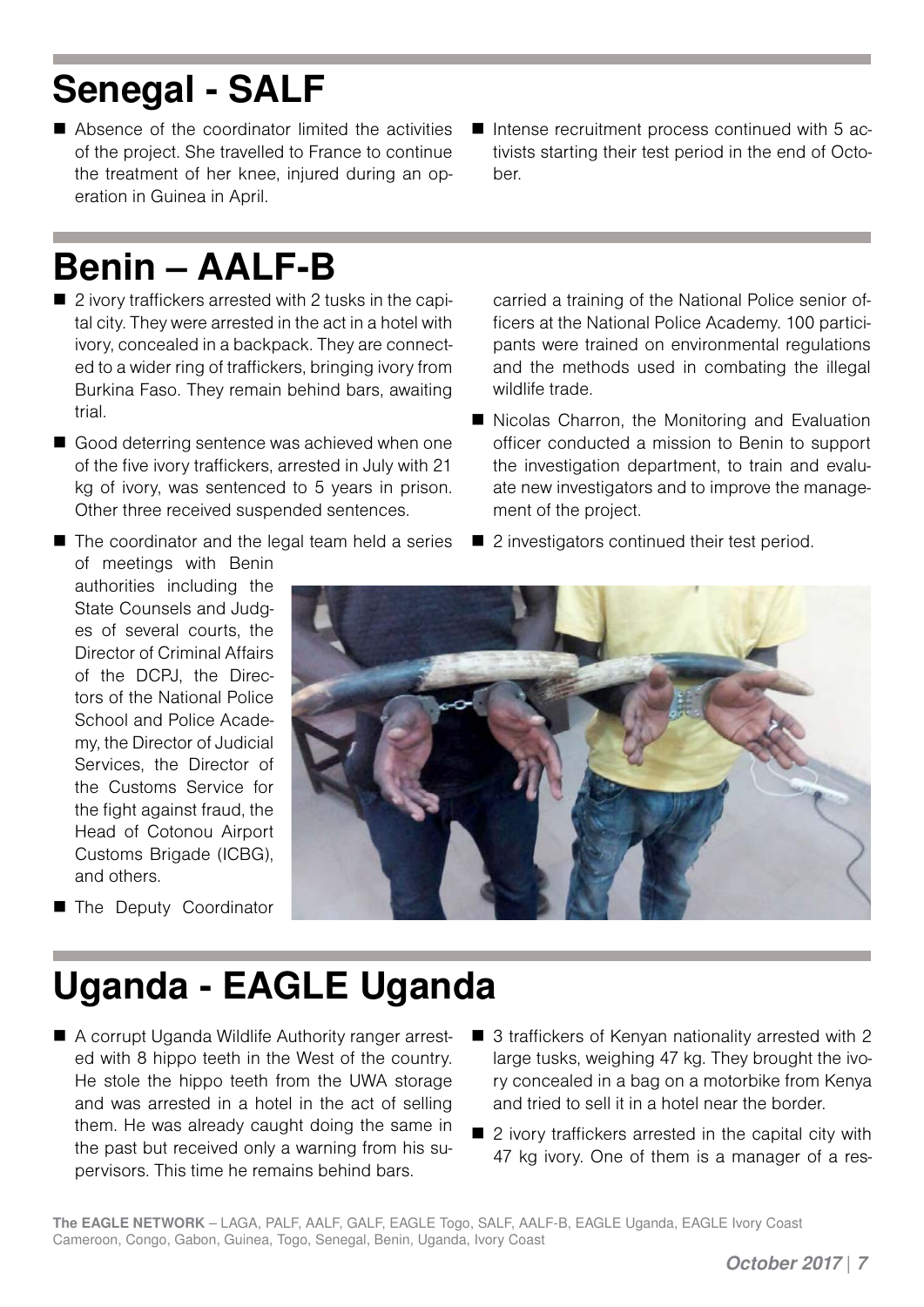# Senegal - SALF

- Absence of the coordinator limited the activities of the project. She travelled to France to continue the treatment of her knee, injured during an operation in Guinea in April.
- Intense recruitment process continued with 5 activists starting their test period in the end of October.

# Benin – AALF-B

- 2 ivory traffickers arrested with 2 tusks in the capital city. They were arrested in the act in a hotel with ivory, concealed in a backpack. They are connected to a wider ring of traffickers, bringing ivory from Burkina Faso. They remain behind bars, awaiting trial.
- Good deterring sentence was achieved when one of the five ivory traffickers, arrested in July with 21 kg of ivory, was sentenced to 5 years in prison. Other three received suspended sentences.
- The coordinator and the legal team held a series of meetings with Benin authorities including the State Counsels and Judges of several courts, the Director of Criminal Affairs of the DCPJ, the Directors of the National Police School and Police Academy, the Director of Judicial Services, the Director of the Customs Service for the fight against fraud, the Head of Cotonou Airport Customs Brigade (ICBG), and others.
- The Deputy Coordinator carried a training of the National Police senior officers at the National Police Academy. 100 participants were trained on environmental regulations and the methods used in combating the illegal wildlife trade.
- Nicolas Charron, the Monitoring and Evaluation officer conducted a mission to Benin to support the investigation department, to train and evaluate new investigators and to improve the management of the project.
- 2 investigators continued their test period.

# Uganda - EAGLE Uganda

- A corrupt Uganda Wildlife Authority ranger arrested with 8 hippo teeth in the West of the country. He stole the hippo teeth from the UWA storage and was arrested in a hotel in the act of selling them. He was already caught doing the same in the past but received only a warning from his supervisors. This time he remains behind bars.
- 3 traffickers of Kenyan nationality arrested with 2 large tusks, weighing 47 kg. They brought the ivory concealed in a bag on a motorbike from Kenya and tried to sell it in a hotel near the border.
- 2 ivory traffickers arrested in the capital city with 47 kg ivory. One of them is a manager of a res-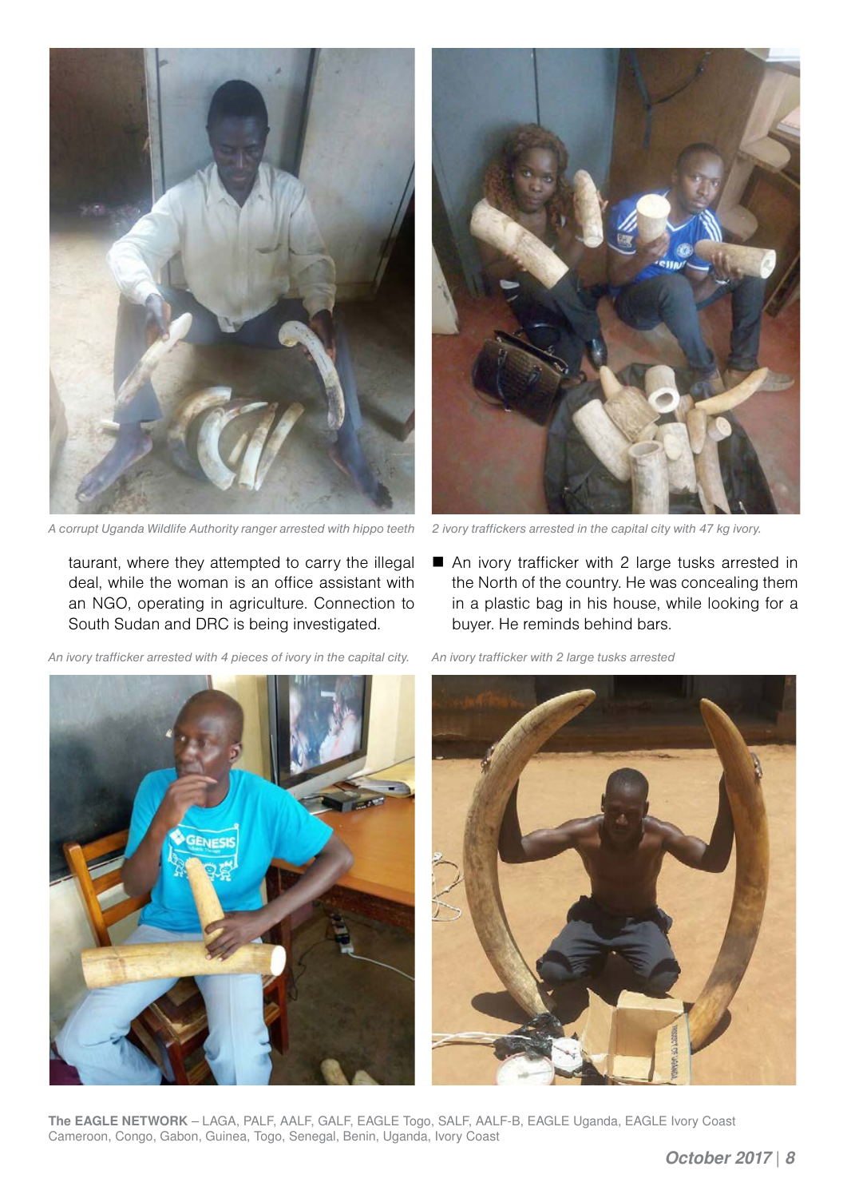A corrupt Uganda Wildlife Authority ranger arrested with hippo teeth

2 ivory traffickers arrested in the capital city with 47 kg ivory.

taurant, where they attempted to carry the illegal deal, while the woman is an office assistant with an NGO, operating in agriculture. Connection to South Sudan and DRC is being investigated.

- An ivory trafficker with 2 large tusks arrested in the North of the country. He was concealing them in a plastic bag in his house, while looking for a buyer. He reminds behind bars.

An ivory trafficker arrested with 4 pieces of ivory in the capital city.

An ivory trafficker with 2 large tusks arrested

**The EAGLE NETWORK** – LAGA, PALF, AALF, GALF, EAGLE Togo, SALF, AALF-B, EAGLE Uganda, EAGLE Ivory Coast
Cameroon, Congo, Gabon, Guinea, Togo, Senegal, Benin, Uganda, Ivory Coast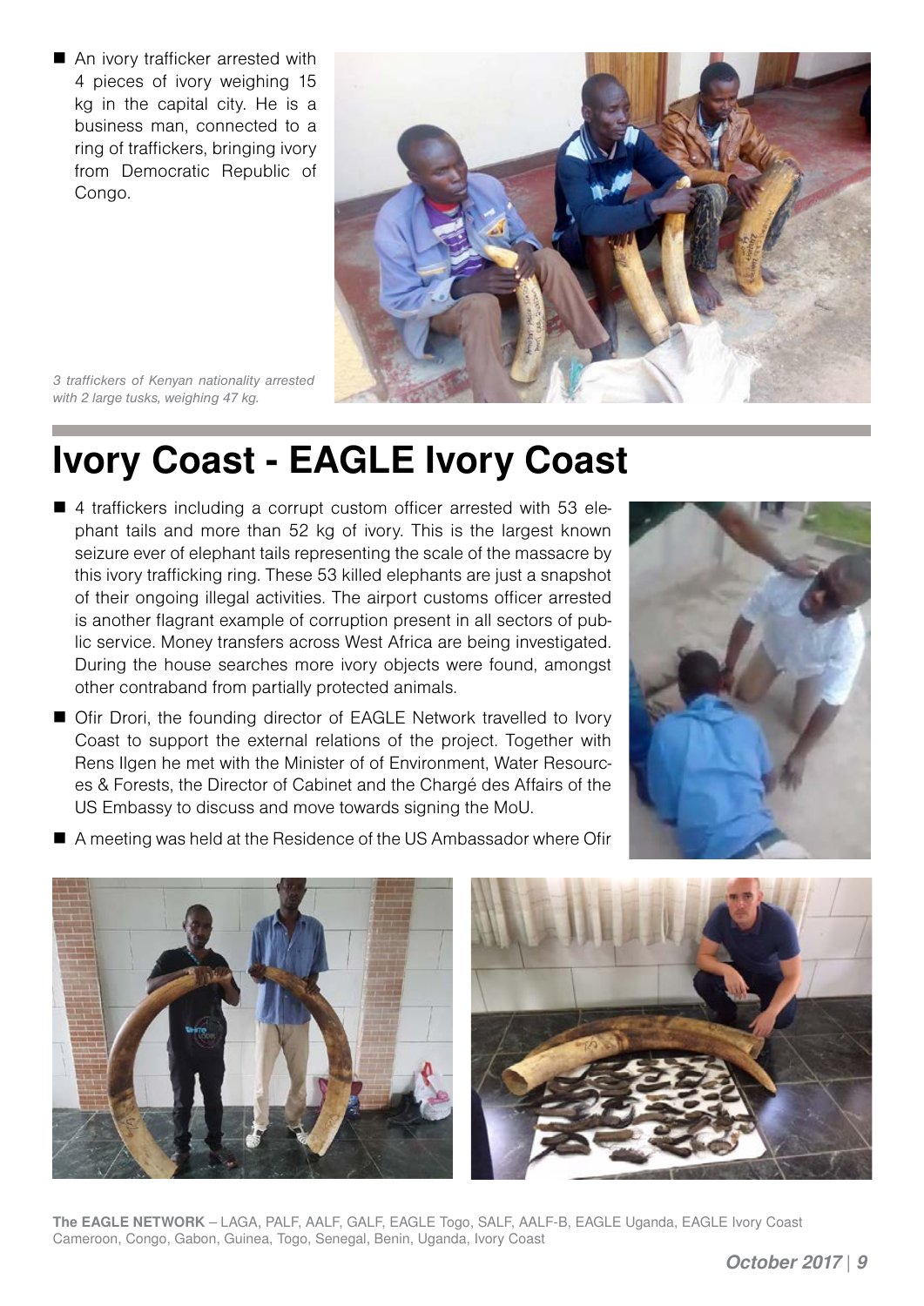- An ivory trafficker arrested with 4 pieces of ivory weighing 15 kg in the capital city. He is a business man, connected to a ring of traffickers, bringing ivory from Democratic Republic of Congo.

*3 traffickers of Kenyan nationality arrested with 2 large tusks, weighing 47 kg.*

# Ivory Coast - EAGLE Ivory Coast

- 4 traffickers including a corrupt custom officer arrested with 53 elephant tails and more than 52 kg of ivory. This is the largest known seizure ever of elephant tails representing the scale of the massacre by this ivory trafficking ring. These 53 killed elephants are just a snapshot of their ongoing illegal activities. The airport customs officer arrested is another flagrant example of corruption present in all sectors of public service. Money transfers across West Africa are being investigated. During the house searches more ivory objects were found, amongst other contraband from partially protected animals.
- Ofir Drori, the founding director of EAGLE Network travelled to Ivory Coast to support the external relations of the project. Together with Rens Ilgen he met with the Minister of of Environment, Water Resources & Forests, the Director of Cabinet and the Chargé des Affairs of the US Embassy to discuss and move towards signing the MoU.
- A meeting was held at the Residence of the US Ambassador where Ofir

**The EAGLE NETWORK** – LAGA, PALF, AALF, GALF, EAGLE Togo, SALF, AALF-B, EAGLE Uganda, EAGLE Ivory Coast
Cameroon, Congo, Gabon, Guinea, Togo, Senegal, Benin, Uganda, Ivory Coast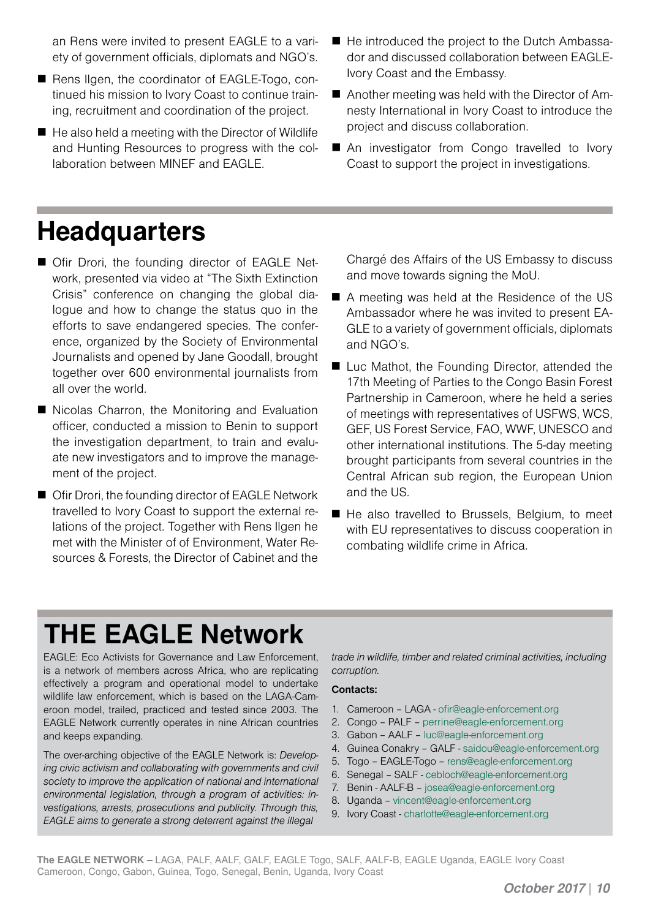an Rens were invited to present EAGLE to a variety of government officials, diplomats and NGO's.

- Rens Ilgen, the coordinator of EAGLE-Togo, continued his mission to Ivory Coast to continue training, recruitment and coordination of the project.
- He also held a meeting with the Director of Wildlife and Hunting Resources to progress with the collaboration between MINEF and EAGLE.
- He introduced the project to the Dutch Ambassador and discussed collaboration between EAGLE-Ivory Coast and the Embassy.
- Another meeting was held with the Director of Amnesty International in Ivory Coast to introduce the project and discuss collaboration.
- An investigator from Congo travelled to Ivory Coast to support the project in investigations.

# Headquarters

- Ofir Drori, the founding director of EAGLE Network, presented via video at "The Sixth Extinction Crisis" conference on changing the global dialogue and how to change the status quo in the efforts to save endangered species. The conference, organized by the Society of Environmental Journalists and opened by Jane Goodall, brought together over 600 environmental journalists from all over the world.
- Nicolas Charron, the Monitoring and Evaluation officer, conducted a mission to Benin to support the investigation department, to train and evaluate new investigators and to improve the management of the project.
- Ofir Drori, the founding director of EAGLE Network travelled to Ivory Coast to support the external relations of the project. Together with Rens Ilgen he met with the Minister of of Environment, Water Resources & Forests, the Director of Cabinet and the Chargé des Affairs of the US Embassy to discuss and move towards signing the MoU.
- A meeting was held at the Residence of the US Ambassador where he was invited to present EAGLE to a variety of government officials, diplomats and NGO's.
- Luc Mathot, the Founding Director, attended the 17th Meeting of Parties to the Congo Basin Forest Partnership in Cameroon, where he held a series of meetings with representatives of USFWS, WCS, GEF, US Forest Service, FAO, WWF, UNESCO and other international institutions. The 5-day meeting brought participants from several countries in the Central African sub region, the European Union and the US.
- He also travelled to Brussels, Belgium, to meet with EU representatives to discuss cooperation in combating wildlife crime in Africa.

# THE EAGLE Network

EAGLE: Eco Activists for Governance and Law Enforcement, is a network of members across Africa, who are replicating effectively a program and operational model to undertake wildlife law enforcement, which is based on the LAGA-Cameroon model, trailed, practiced and tested since 2003. The EAGLE Network currently operates in nine African countries and keeps expanding.

The over-arching objective of the EAGLE Network is: *Developing civic activism and collaborating with governments and civil society to improve the application of national and international environmental legislation, through a program of activities: investigations, arrests, prosecutions and publicity. Through this, EAGLE aims to generate a strong deterrent against the illegal trade in wildlife, timber and related criminal activities, including corruption.*

**Contacts:**

1. Cameroon – LAGA - ofir@eagle-enforcement.org
2. Congo – PALF – perrine@eagle-enforcement.org
3. Gabon – AALF – luc@eagle-enforcement.org
4. Guinea Conakry – GALF - saidou@eagle-enforcement.org
5. Togo – EAGLE-Togo – rens@eagle-enforcement.org
6. Senegal – SALF - cebloch@eagle-enforcement.org
7. Benin - AALF-B – josea@eagle-enforcement.org
8. Uganda – vincent@eagle-enforcement.org
9. Ivory Coast - charlotte@eagle-enforcement.org

**The EAGLE NETWORK** – LAGA, PALF, AALF, GALF, EAGLE Togo, SALF, AALF-B, EAGLE Uganda, EAGLE Ivory Coast
Cameroon, Congo, Gabon, Guinea, Togo, Senegal, Benin, Uganda, Ivory Coast